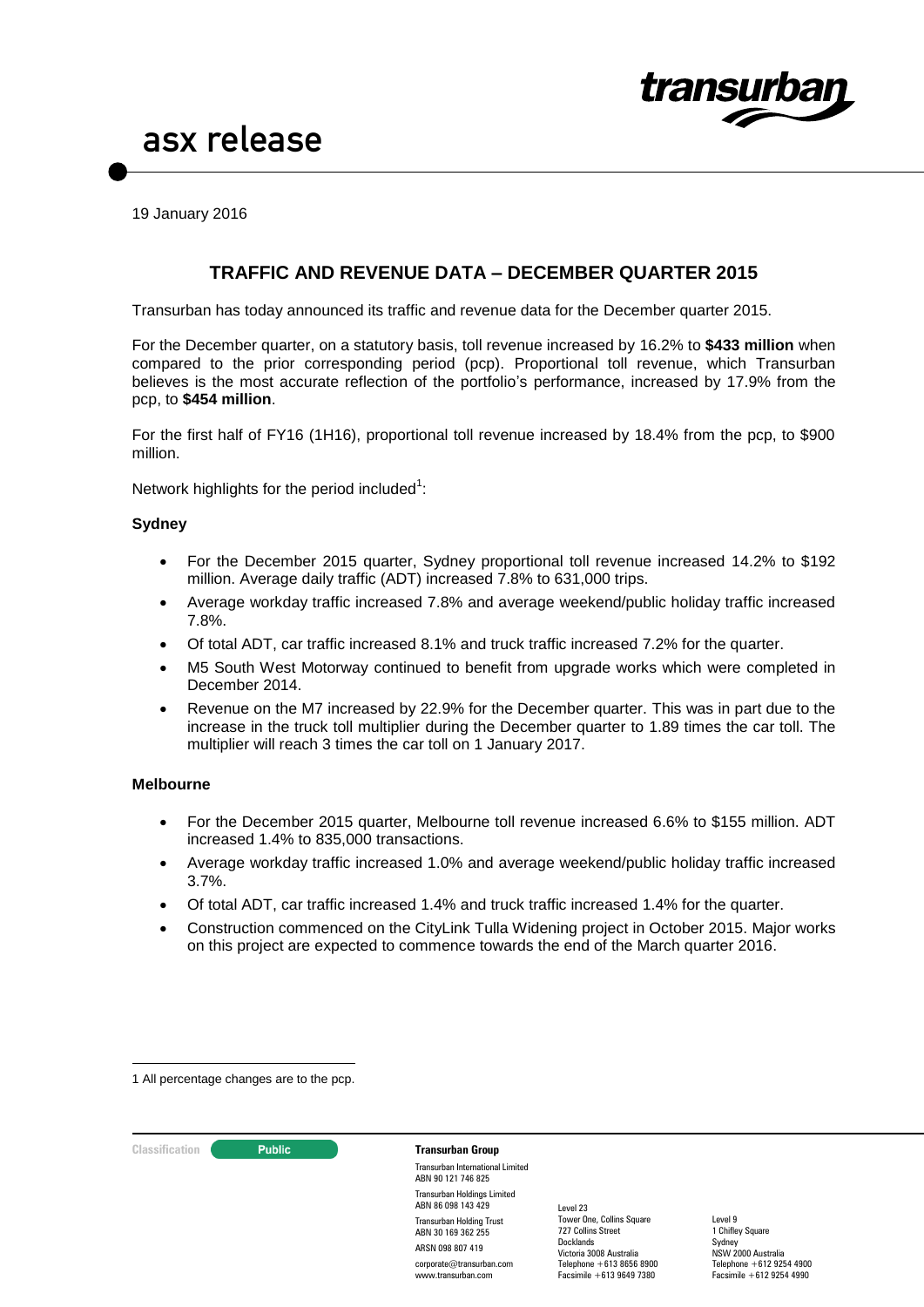# asx release

19 January 2016

## TRAFFIC AND REVENUE DATA – DECEMBER QUARTER 2015

Transurban has today announced its traffic and revenue data for the December quarter 2015.

For the December quarter, on a statutory basis, toll revenue increased by 16.2% to **$433 million** when compared to the prior corresponding period (pcp). Proportional toll revenue, which Transurban believes is the most accurate reflection of the portfolio's performance, increased by 17.9% from the pcp, to **$454 million**.

For the first half of FY16 (1H16), proportional toll revenue increased by 18.4% from the pcp, to $900 million.

Network highlights for the period included[1]:

### Sydney

- For the December 2015 quarter, Sydney proportional toll revenue increased 14.2% to $192 million. Average daily traffic (ADT) increased 7.8% to 631,000 trips.
- Average workday traffic increased 7.8% and average weekend/public holiday traffic increased 7.8%.
- Of total ADT, car traffic increased 8.1% and truck traffic increased 7.2% for the quarter.
- M5 South West Motorway continued to benefit from upgrade works which were completed in December 2014.
- Revenue on the M7 increased by 22.9% for the December quarter. This was in part due to the increase in the truck toll multiplier during the December quarter to 1.89 times the car toll. The multiplier will reach 3 times the car toll on 1 January 2017.

### Melbourne

- For the December 2015 quarter, Melbourne toll revenue increased 6.6% to $155 million. ADT increased 1.4% to 835,000 transactions.
- Average workday traffic increased 1.0% and average weekend/public holiday traffic increased 3.7%.
- Of total ADT, car traffic increased 1.4% and truck traffic increased 1.4% for the quarter.
- Construction commenced on the CityLink Tulla Widening project in October 2015. Major works on this project are expected to commence towards the end of the March quarter 2016.

1 All percentage changes are to the pcp.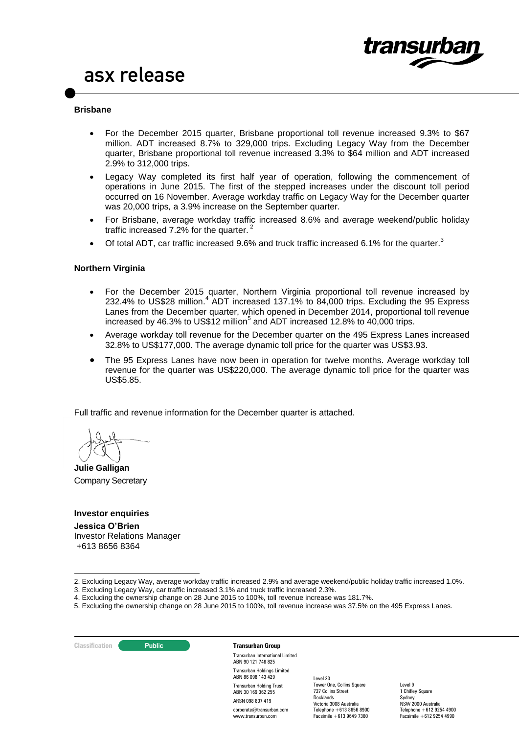### Brisbane

- For the December 2015 quarter, Brisbane proportional toll revenue increased 9.3% to \$67 million. ADT increased 8.7% to 329,000 trips. Excluding Legacy Way from the December quarter, Brisbane proportional toll revenue increased 3.3% to \$64 million and ADT increased 2.9% to 312,000 trips.
- Legacy Way completed its first half year of operation, following the commencement of operations in June 2015. The first of the stepped increases under the discount toll period occurred on 16 November. Average workday traffic on Legacy Way for the December quarter was 20,000 trips, a 3.9% increase on the September quarter.
- For Brisbane, average workday traffic increased 8.6% and average weekend/public holiday traffic increased 7.2% for the quarter. [2]
- Of total ADT, car traffic increased 9.6% and truck traffic increased 6.1% for the quarter.[3]

### Northern Virginia

- For the December 2015 quarter, Northern Virginia proportional toll revenue increased by 232.4% to US\$28 million.[4] ADT increased 137.1% to 84,000 trips. Excluding the 95 Express Lanes from the December quarter, which opened in December 2014, proportional toll revenue increased by 46.3% to US\$12 million[5] and ADT increased 12.8% to 40,000 trips.
- Average workday toll revenue for the December quarter on the 495 Express Lanes increased 32.8% to US\$177,000. The average dynamic toll price for the quarter was US\$3.93.
- The 95 Express Lanes have now been in operation for twelve months. Average workday toll revenue for the quarter was US\$220,000. The average dynamic toll price for the quarter was US\$5.85.

Full traffic and revenue information for the December quarter is attached.

**Julie Galligan**
Company Secretary

**Investor enquiries**

**Jessica O'Brien**
Investor Relations Manager
+613 8656 8364

2. Excluding Legacy Way, average workday traffic increased 2.9% and average weekend/public holiday traffic increased 1.0%.
3. Excluding Legacy Way, car traffic increased 3.1% and truck traffic increased 2.3%.
4. Excluding the ownership change on 28 June 2015 to 100%, toll revenue increase was 181.7%.
5. Excluding the ownership change on 28 June 2015 to 100%, toll revenue increase was 37.5% on the 495 Express Lanes.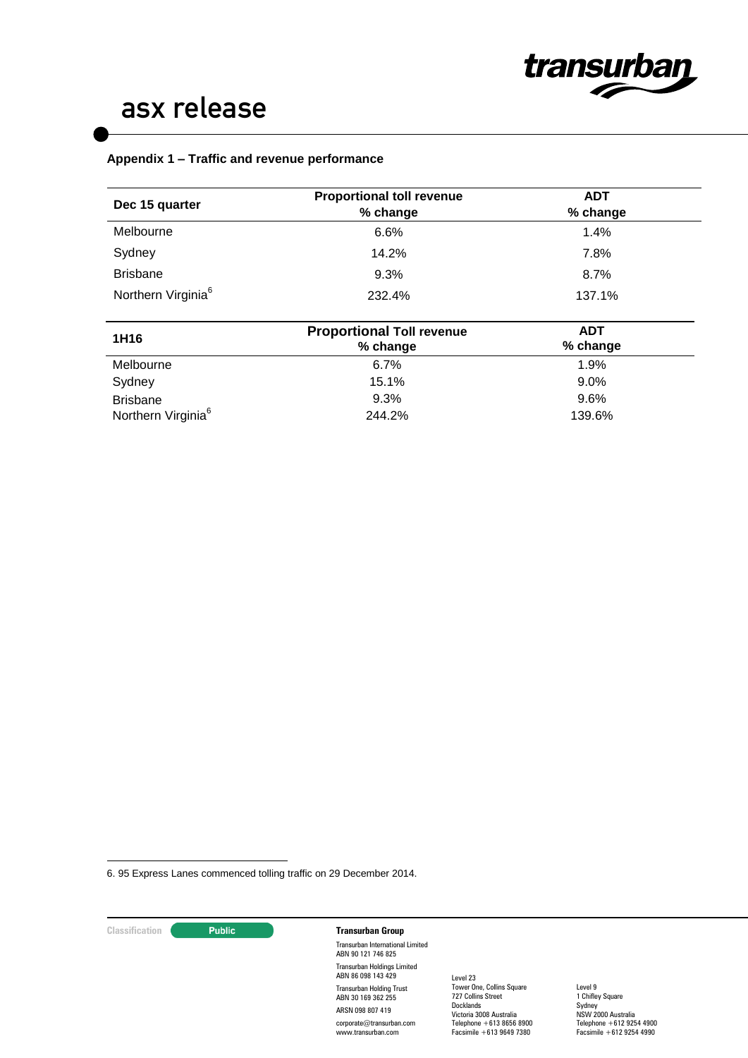**Appendix 1 – Traffic and revenue performance**

| Dec 15 quarter | Proportional toll revenue % change | ADT % change |
|---|---|---|
| Melbourne | 6.6% | 1.4% |
| Sydney | 14.2% | 7.8% |
| Brisbane | 9.3% | 8.7% |
| Northern Virginia[6] | 232.4% | 137.1% |

| 1H16 | Proportional Toll revenue % change | ADT % change |
|---|---|---|
| Melbourne | 6.7% | 1.9% |
| Sydney | 15.1% | 9.0% |
| Brisbane | 9.3% | 9.6% |
| Northern Virginia[6] | 244.2% | 139.6% |

6. 95 Express Lanes commenced tolling traffic on 29 December 2014.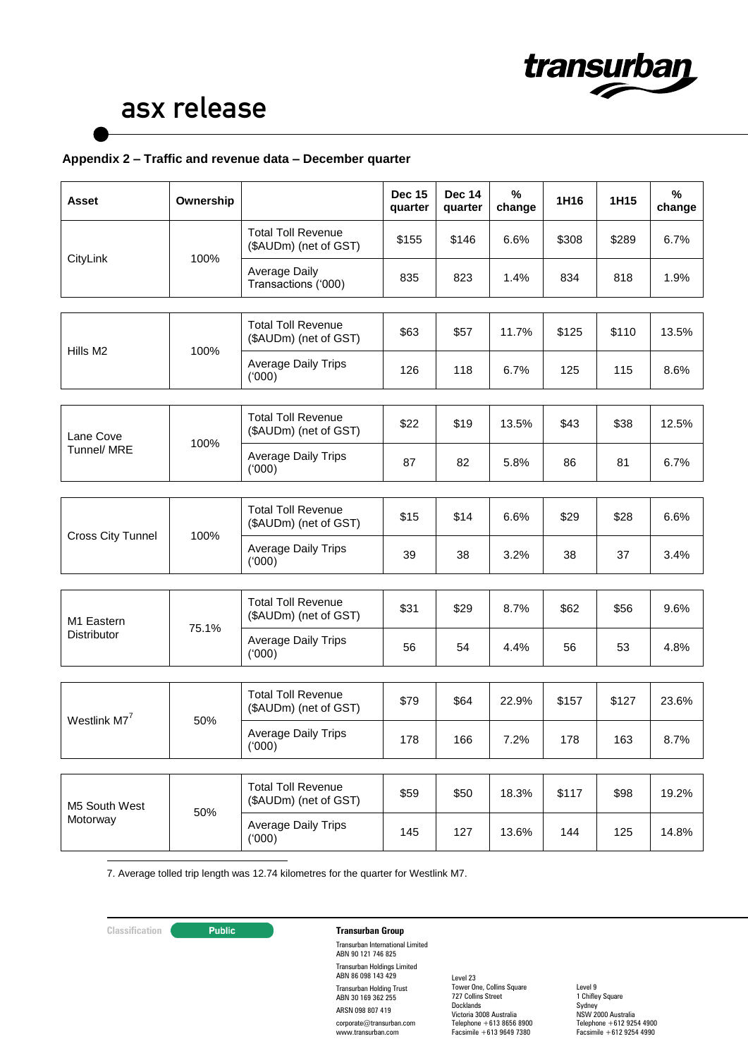## Appendix 2 – Traffic and revenue data – December quarter

| Asset | Ownership | | Dec 15 quarter | Dec 14 quarter | % change | 1H16 | 1H15 | % change |
|---|---|---|---|---|---|---|---|---|
| CityLink | 100% | Total Toll Revenue ($AUDm) (net of GST) | $155 | $146 | 6.6% | $308 | $289 | 6.7% |
| | | Average Daily Transactions ('000) | 835 | 823 | 1.4% | 834 | 818 | 1.9% |
| Hills M2 | 100% | Total Toll Revenue ($AUDm) (net of GST) | $63 | $57 | 11.7% | $125 | $110 | 13.5% |
| | | Average Daily Trips ('000) | 126 | 118 | 6.7% | 125 | 115 | 8.6% |
| Lane Cove Tunnel/ MRE | 100% | Total Toll Revenue ($AUDm) (net of GST) | $22 | $19 | 13.5% | $43 | $38 | 12.5% |
| | | Average Daily Trips ('000) | 87 | 82 | 5.8% | 86 | 81 | 6.7% |
| Cross City Tunnel | 100% | Total Toll Revenue ($AUDm) (net of GST) | $15 | $14 | 6.6% | $29 | $28 | 6.6% |
| | | Average Daily Trips ('000) | 39 | 38 | 3.2% | 38 | 37 | 3.4% |
| M1 Eastern Distributor | 75.1% | Total Toll Revenue ($AUDm) (net of GST) | $31 | $29 | 8.7% | $62 | $56 | 9.6% |
| | | Average Daily Trips ('000) | 56 | 54 | 4.4% | 56 | 53 | 4.8% |
| Westlink M7[7] | 50% | Total Toll Revenue ($AUDm) (net of GST) | $79 | $64 | 22.9% | $157 | $127 | 23.6% |
| | | Average Daily Trips ('000) | 178 | 166 | 7.2% | 178 | 163 | 8.7% |
| M5 South West Motorway | 50% | Total Toll Revenue ($AUDm) (net of GST) | $59 | $50 | 18.3% | $117 | $98 | 19.2% |
| | | Average Daily Trips ('000) | 145 | 127 | 13.6% | 144 | 125 | 14.8% |

7. Average tolled trip length was 12.74 kilometres for the quarter for Westlink M7.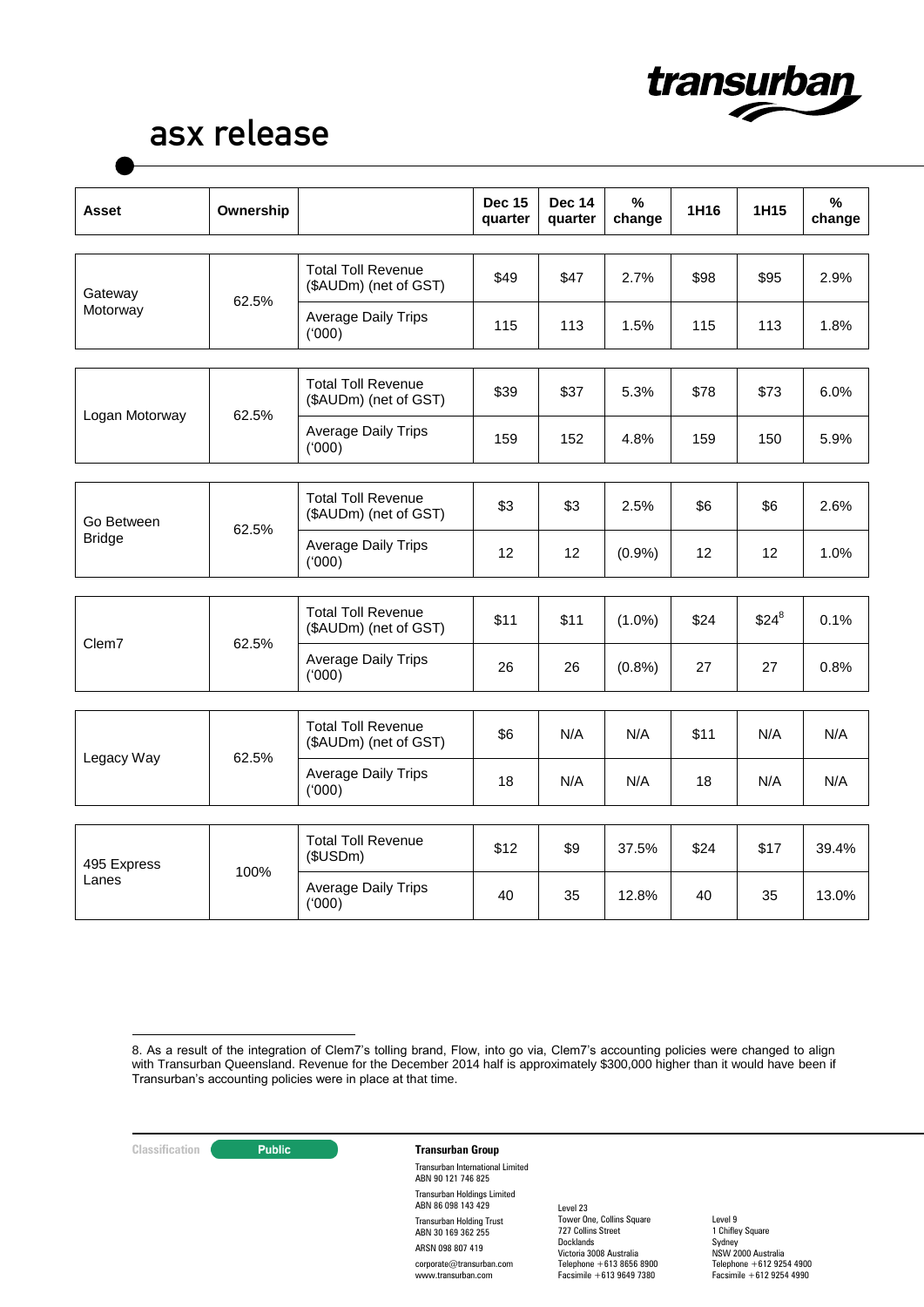| Asset | Ownership | | Dec 15 quarter | Dec 14 quarter | % change | 1H16 | 1H15 | % change |
|---|---|---|---|---|---|---|---|---|
| Gateway Motorway | 62.5% | Total Toll Revenue ($AUDm) (net of GST) | $49 | $47 | 2.7% | $98 | $95 | 2.9% |
| | | Average Daily Trips ('000) | 115 | 113 | 1.5% | 115 | 113 | 1.8% |
| Logan Motorway | 62.5% | Total Toll Revenue ($AUDm) (net of GST) | $39 | $37 | 5.3% | $78 | $73 | 6.0% |
| | | Average Daily Trips ('000) | 159 | 152 | 4.8% | 159 | 150 | 5.9% |
| Go Between Bridge | 62.5% | Total Toll Revenue ($AUDm) (net of GST) | $3 | $3 | 2.5% | $6 | $6 | 2.6% |
| | | Average Daily Trips ('000) | 12 | 12 | (0.9%) | 12 | 12 | 1.0% |
| Clem7 | 62.5% | Total Toll Revenue ($AUDm) (net of GST) | $11 | $11 | (1.0%) | $24 | $24[8] | 0.1% |
| | | Average Daily Trips ('000) | 26 | 26 | (0.8%) | 27 | 27 | 0.8% |
| Legacy Way | 62.5% | Total Toll Revenue ($AUDm) (net of GST) | $6 | N/A | N/A | $11 | N/A | N/A |
| | | Average Daily Trips ('000) | 18 | N/A | N/A | 18 | N/A | N/A |
| 495 Express Lanes | 100% | Total Toll Revenue ($USDm) | $12 | $9 | 37.5% | $24 | $17 | 39.4% |
| | | Average Daily Trips ('000) | 40 | 35 | 12.8% | 40 | 35 | 13.0% |

8. As a result of the integration of Clem7's tolling brand, Flow, into go via, Clem7's accounting policies were changed to align with Transurban Queensland. Revenue for the December 2014 half is approximately $300,000 higher than it would have been if Transurban's accounting policies were in place at that time.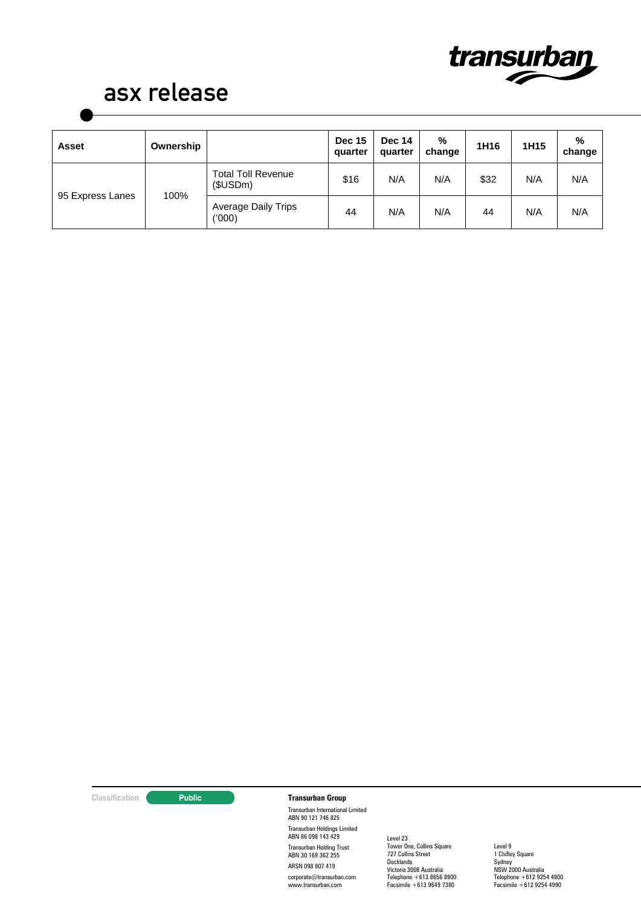| Asset | Ownership | | Dec 15 quarter | Dec 14 quarter | % change | 1H16 | 1H15 | % change |
|---|---|---|---|---|---|---|---|---|
| 95 Express Lanes | 100% | Total Toll Revenue ($USDm) | $16 | N/A | N/A | $32 | N/A | N/A |
| | | Average Daily Trips ('000) | 44 | N/A | N/A | 44 | N/A | N/A |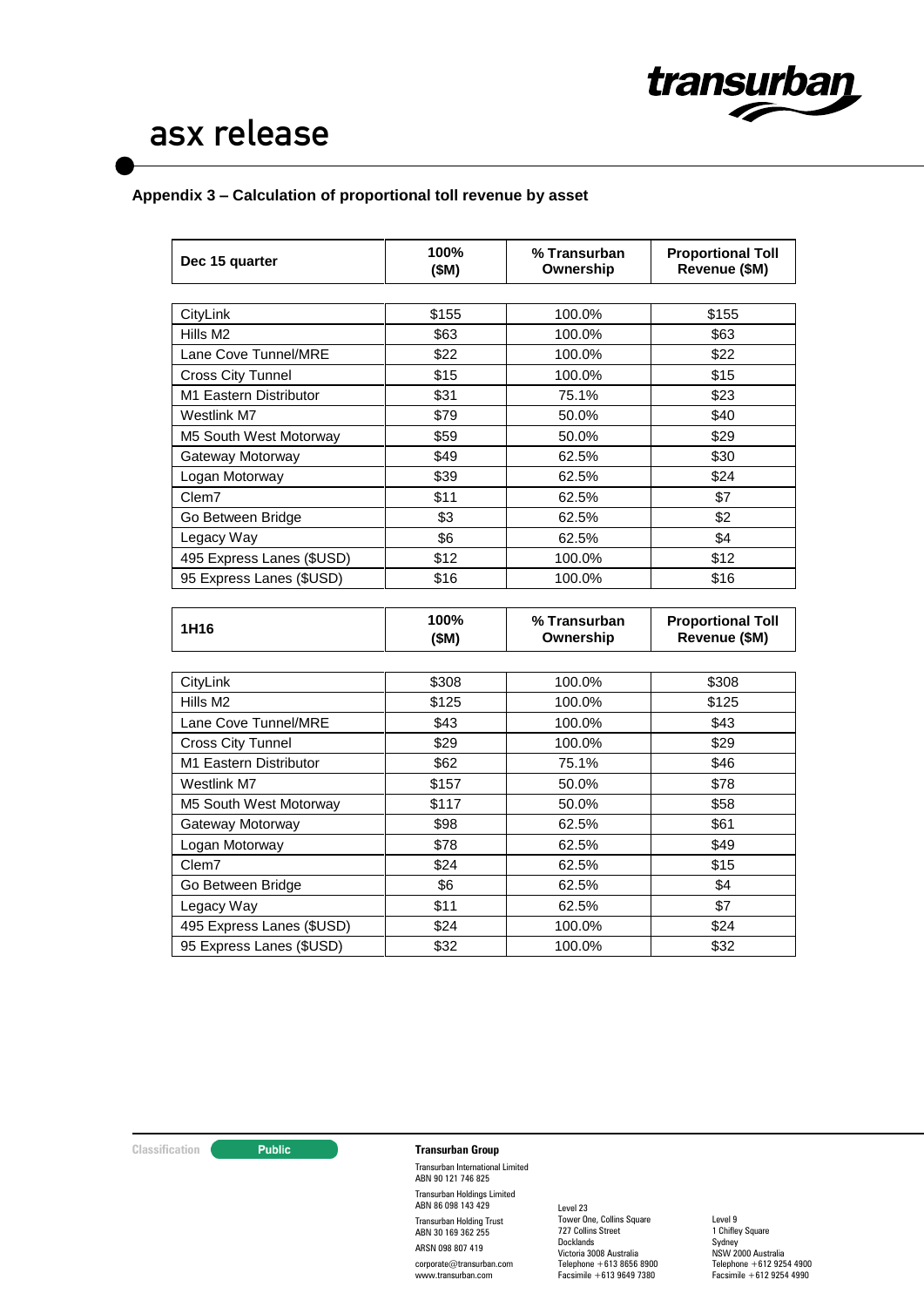## Appendix 3 – Calculation of proportional toll revenue by asset

| Dec 15 quarter | 100% ($M) | % Transurban Ownership | Proportional Toll Revenue ($M) |
|---|---|---|---|
| CityLink | $155 | 100.0% | $155 |
| Hills M2 | $63 | 100.0% | $63 |
| Lane Cove Tunnel/MRE | $22 | 100.0% | $22 |
| Cross City Tunnel | $15 | 100.0% | $15 |
| M1 Eastern Distributor | $31 | 75.1% | $23 |
| Westlink M7 | $79 | 50.0% | $40 |
| M5 South West Motorway | $59 | 50.0% | $29 |
| Gateway Motorway | $49 | 62.5% | $30 |
| Logan Motorway | $39 | 62.5% | $24 |
| Clem7 | $11 | 62.5% | $7 |
| Go Between Bridge | $3 | 62.5% | $2 |
| Legacy Way | $6 | 62.5% | $4 |
| 495 Express Lanes ($USD) | $12 | 100.0% | $12 |
| 95 Express Lanes ($USD) | $16 | 100.0% | $16 |

| 1H16 | 100% ($M) | % Transurban Ownership | Proportional Toll Revenue ($M) |
|---|---|---|---|
| CityLink | $308 | 100.0% | $308 |
| Hills M2 | $125 | 100.0% | $125 |
| Lane Cove Tunnel/MRE | $43 | 100.0% | $43 |
| Cross City Tunnel | $29 | 100.0% | $29 |
| M1 Eastern Distributor | $62 | 75.1% | $46 |
| Westlink M7 | $157 | 50.0% | $78 |
| M5 South West Motorway | $117 | 50.0% | $58 |
| Gateway Motorway | $98 | 62.5% | $61 |
| Logan Motorway | $78 | 62.5% | $49 |
| Clem7 | $24 | 62.5% | $15 |
| Go Between Bridge | $6 | 62.5% | $4 |
| Legacy Way | $11 | 62.5% | $7 |
| 495 Express Lanes ($USD) | $24 | 100.0% | $24 |
| 95 Express Lanes ($USD) | $32 | 100.0% | $32 |